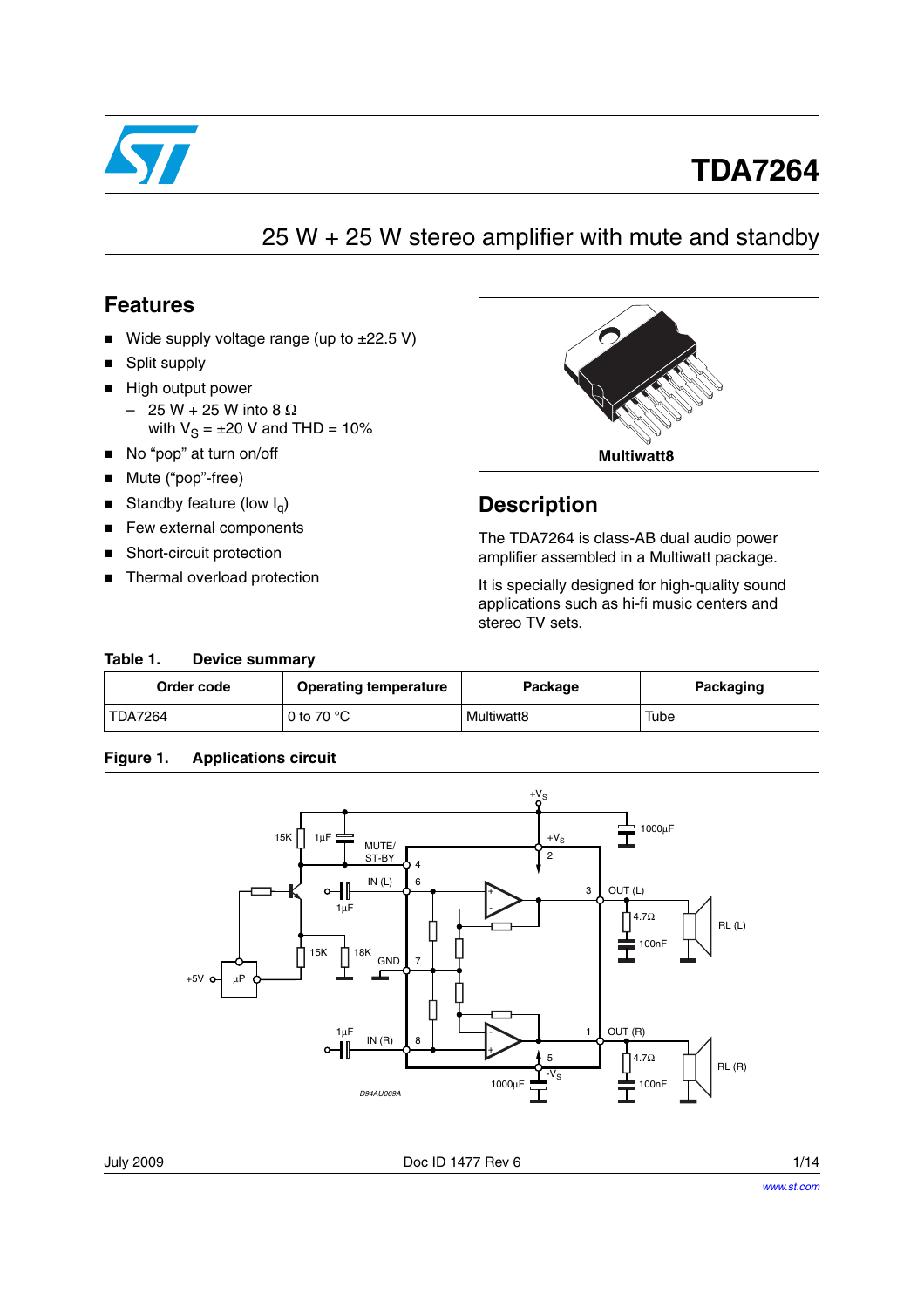# TDA7264

## 25 W + 25 W stereo amplifier with mute and standby

## Features

- Wide supply voltage range (up to ±22.5 V)
- Split supply
- High output power
  - 25 W + 25 W into 8 Ω with $V_S$ = ±20 V and THD = 10%
- No "pop" at turn on/off
- Mute ("pop"-free)
- Standby feature (low $I_q$)
- Few external components
- Short-circuit protection
- Thermal overload protection

Multiwatt8

## Description

The TDA7264 is class-AB dual audio power amplifier assembled in a Multiwatt package.

It is specially designed for high-quality sound applications such as hi-fi music centers and stereo TV sets.

**Table 1. Device summary**

| Order code | Operating temperature | Package | Packaging |
|---|---|---|---|
| TDA7264 | 0 to 70 °C | Multiwatt8 | Tube |

**Figure 1. Applications circuit**

D94AU069A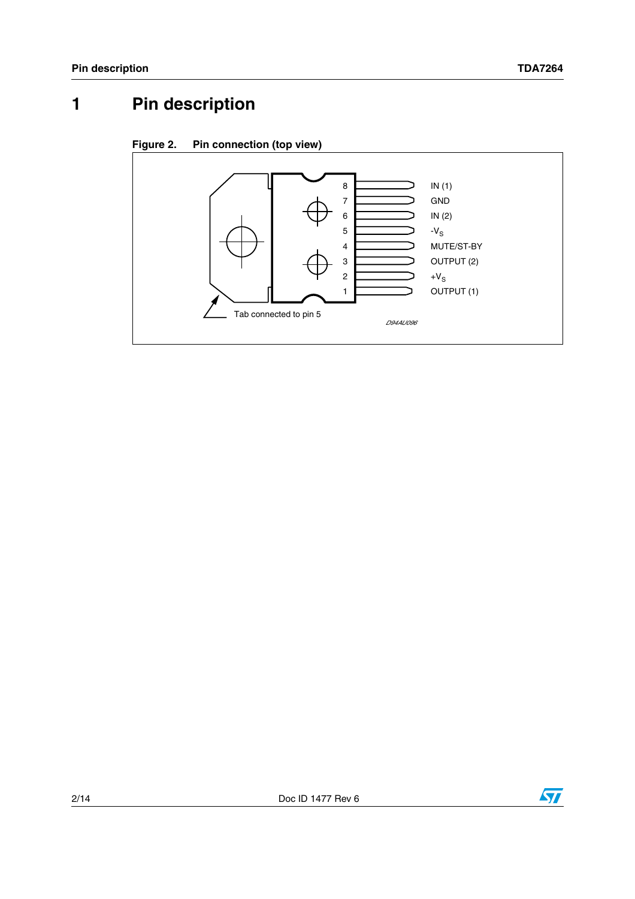# 1 Pin description

**Figure 2. Pin connection (top view)**

| Pin | Function |
|---|---|
| 8 | IN (1) |
| 7 | GND |
| 6 | IN (2) |
| 5 | $-V_S$ |
| 4 | MUTE/ST-BY |
| 3 | OUTPUT (2) |
| 2 | $+V_S$ |
| 1 | OUTPUT (1) |

Tab connected to pin 5

D94AU096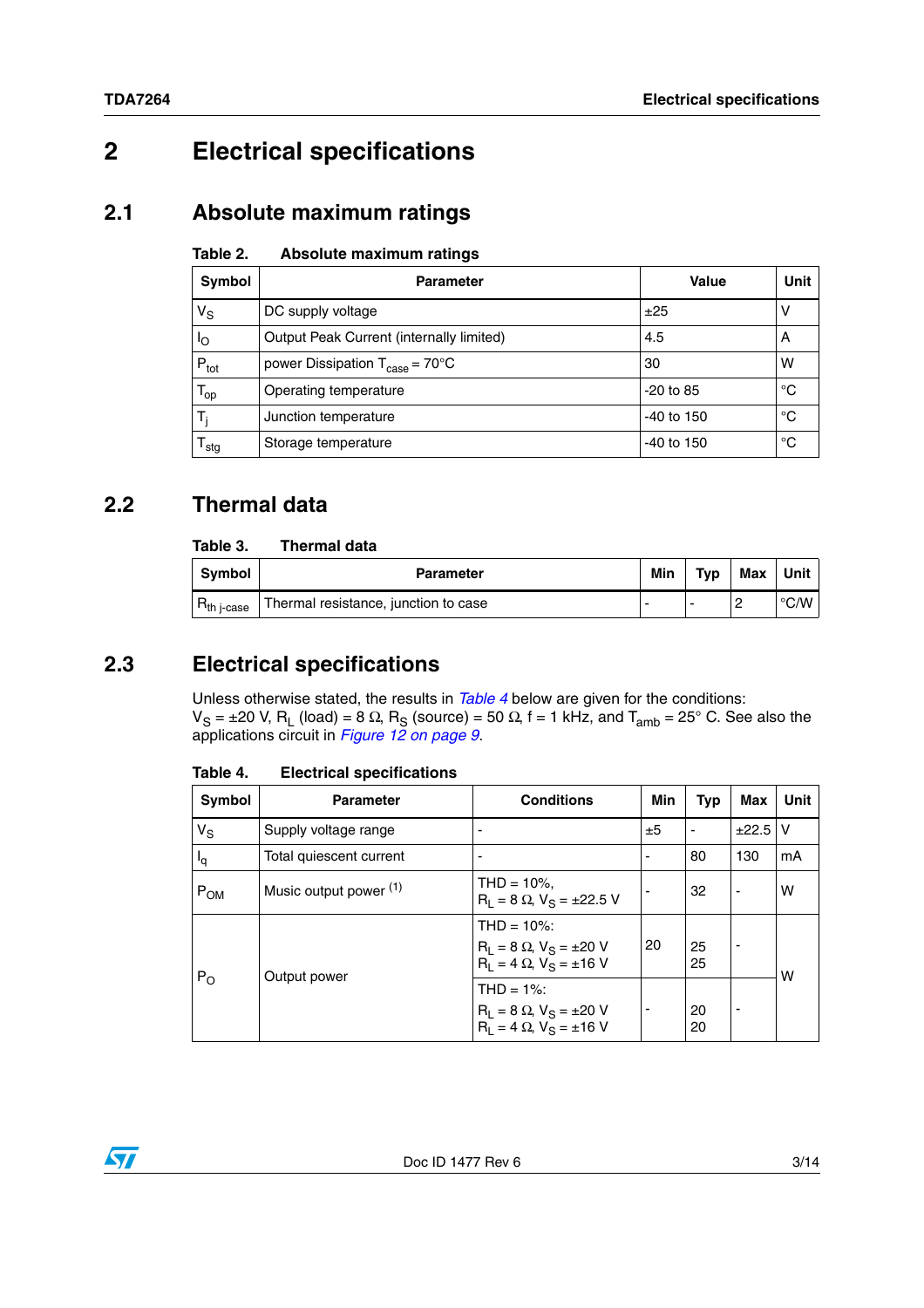# 2 Electrical specifications

## 2.1 Absolute maximum ratings

**Table 2. Absolute maximum ratings**

| Symbol | Parameter | Value | Unit |
|---|---|---|---|
| $V_S$ | DC supply voltage | ±25 | V |
| $I_O$ | Output Peak Current (internally limited) | 4.5 | A |
| $P_{tot}$ | power Dissipation $T_{case}$ = 70°C | 30 | W |
| $T_{op}$ | Operating temperature | -20 to 85 | °C |
| $T_j$ | Junction temperature | -40 to 150 | °C |
| $T_{stg}$ | Storage temperature | -40 to 150 | °C |

## 2.2 Thermal data

**Table 3. Thermal data**

| Symbol | Parameter | Min | Typ | Max | Unit |
|---|---|---|---|---|---|
| $R_{th\ j\text{-}case}$ | Thermal resistance, junction to case | - | - | 2 | °C/W |

## 2.3 Electrical specifications

Unless otherwise stated, the results in *Table 4* below are given for the conditions: $V_S$ = ±20 V, $R_L$ (load) = 8 Ω, $R_S$ (source) = 50 Ω, f = 1 kHz, and $T_{amb}$ = 25° C. See also the applications circuit in *Figure 12 on page 9*.

**Table 4. Electrical specifications**

| Symbol | Parameter | Conditions | Min | Typ | Max | Unit |
|---|---|---|---|---|---|---|
| $V_S$ | Supply voltage range | - | ±5 | - | ±22.5 | V |
| $I_q$ | Total quiescent current | - | - | 80 | 130 | mA |
| $P_{OM}$ | Music output power [(1)] | THD = 10%, $R_L$ = 8 Ω, $V_S$ = ±22.5 V | - | 32 | - | W |
| $P_O$ | Output power | THD = 10%: $R_L$ = 8 Ω, $V_S$ = ±20 V; $R_L$ = 4 Ω, $V_S$ = ±16 V | 20 | 25<br>25 | - | W |
| | | THD = 1%: $R_L$ = 8 Ω, $V_S$ = ±20 V; $R_L$ = 4 Ω, $V_S$ = ±16 V | - | 20<br>20 | - | W |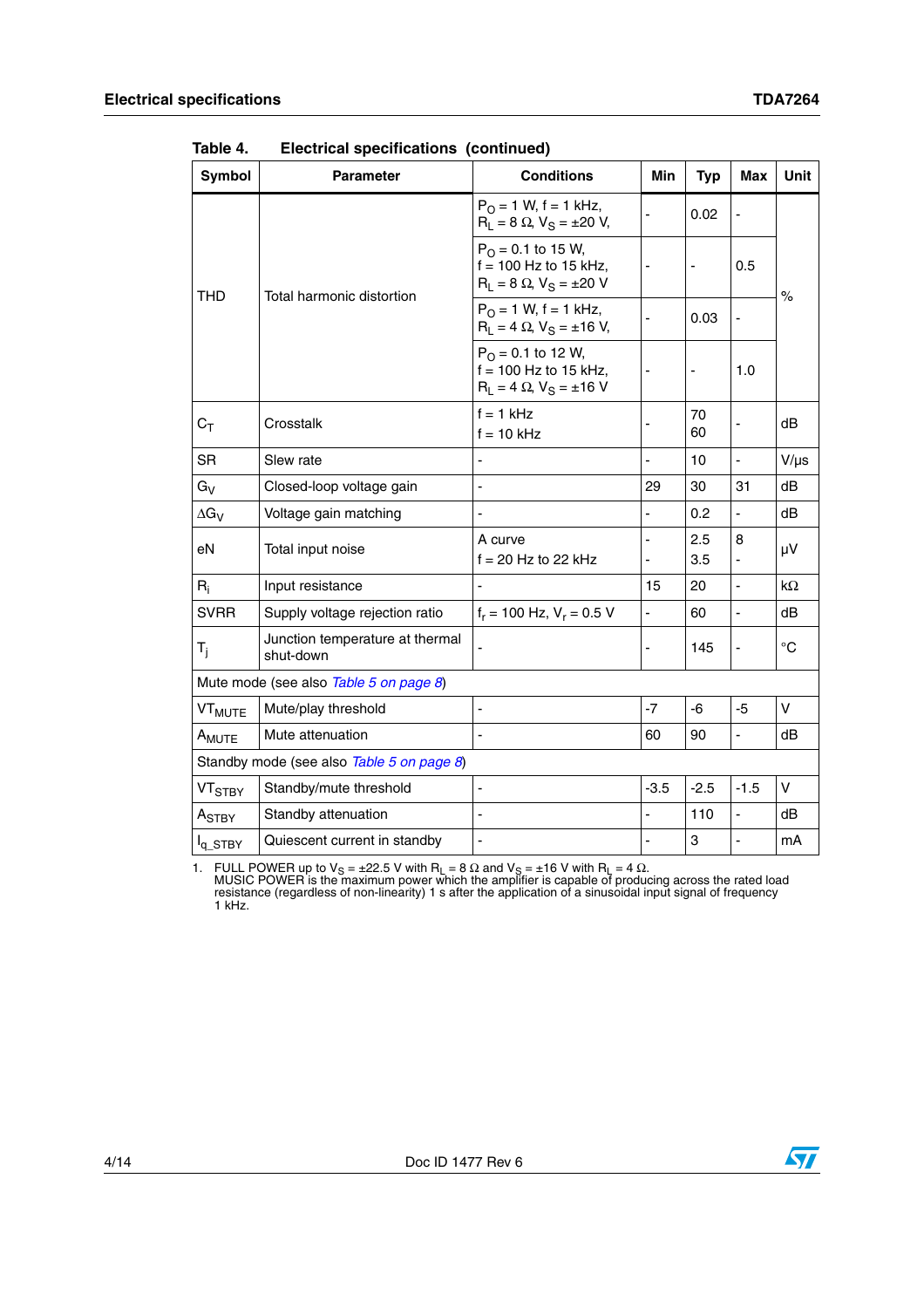Table 4. Electrical specifications (continued)

| Symbol | Parameter | Conditions | Min | Typ | Max | Unit |
|---|---|---|---|---|---|---|
| THD | Total harmonic distortion | $P_O$ = 1 W, f = 1 kHz, $R_L$ = 8 Ω, $V_S$ = ±20 V, | - | 0.02 | - | % |
| | | $P_O$ = 0.1 to 15 W, f = 100 Hz to 15 kHz, $R_L$ = 8 Ω, $V_S$ = ±20 V | - | - | 0.5 | |
| | | $P_O$ = 1 W, f = 1 kHz, $R_L$ = 4 Ω, $V_S$ = ±16 V, | - | 0.03 | - | |
| | | $P_O$ = 0.1 to 12 W, f = 100 Hz to 15 kHz, $R_L$ = 4 Ω, $V_S$ = ±16 V | - | - | 1.0 | |
| $C_T$ | Crosstalk | f = 1 kHz<br>f = 10 kHz | - | 70<br>60 | - | dB |
| SR | Slew rate | - | - | 10 | - | V/µs |
| $G_V$ | Closed-loop voltage gain | - | 29 | 30 | 31 | dB |
| $\Delta G_V$ | Voltage gain matching | - | - | 0.2 | - | dB |
| eN | Total input noise | A curve<br>f = 20 Hz to 22 kHz | -<br>- | 2.5<br>3.5 | 8<br>- | µV |
| $R_i$ | Input resistance | - | 15 | 20 | - | kΩ |
| SVRR | Supply voltage rejection ratio | $f_r$ = 100 Hz, $V_r$ = 0.5 V | - | 60 | - | dB |
| $T_j$ | Junction temperature at thermal shut-down | - | - | 145 | - | °C |
| Mute mode (see also Table 5 on page 8) | | | | | | |
| $VT_{MUTE}$ | Mute/play threshold | - | -7 | -6 | -5 | V |
| $A_{MUTE}$ | Mute attenuation | - | 60 | 90 | - | dB |
| Standby mode (see also Table 5 on page 8) | | | | | | |
| $VT_{STBY}$ | Standby/mute threshold | - | -3.5 | -2.5 | -1.5 | V |
| $A_{STBY}$ | Standby attenuation | - | - | 110 | - | dB |
| $I_{q\_STBY}$ | Quiescent current in standby | - | - | 3 | - | mA |

1. FULL POWER up to $V_S$ = ±22.5 V with $R_L$ = 8 Ω and $V_S$ = ±16 V with $R_L$ = 4 Ω.
MUSIC POWER is the maximum power which the amplifier is capable of producing across the rated load resistance (regardless of non-linearity) 1 s after the application of a sinusoidal input signal of frequency 1 kHz.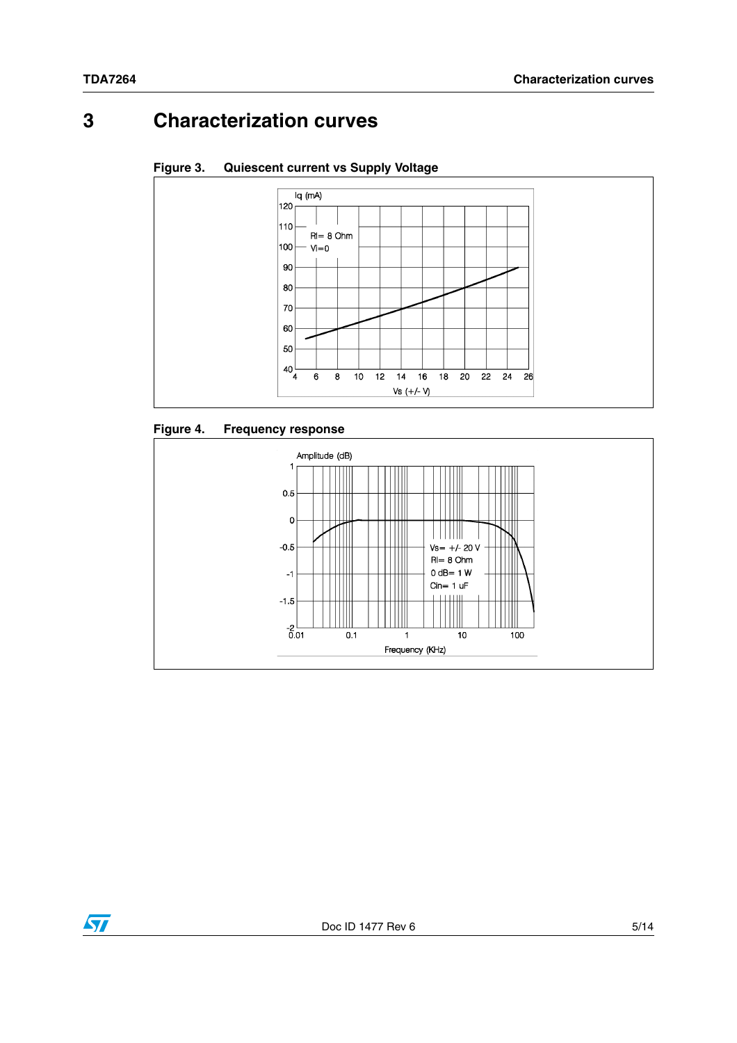# 3 Characterization curves

**Figure 3. Quiescent current vs Supply Voltage**

**Figure 4. Frequency response**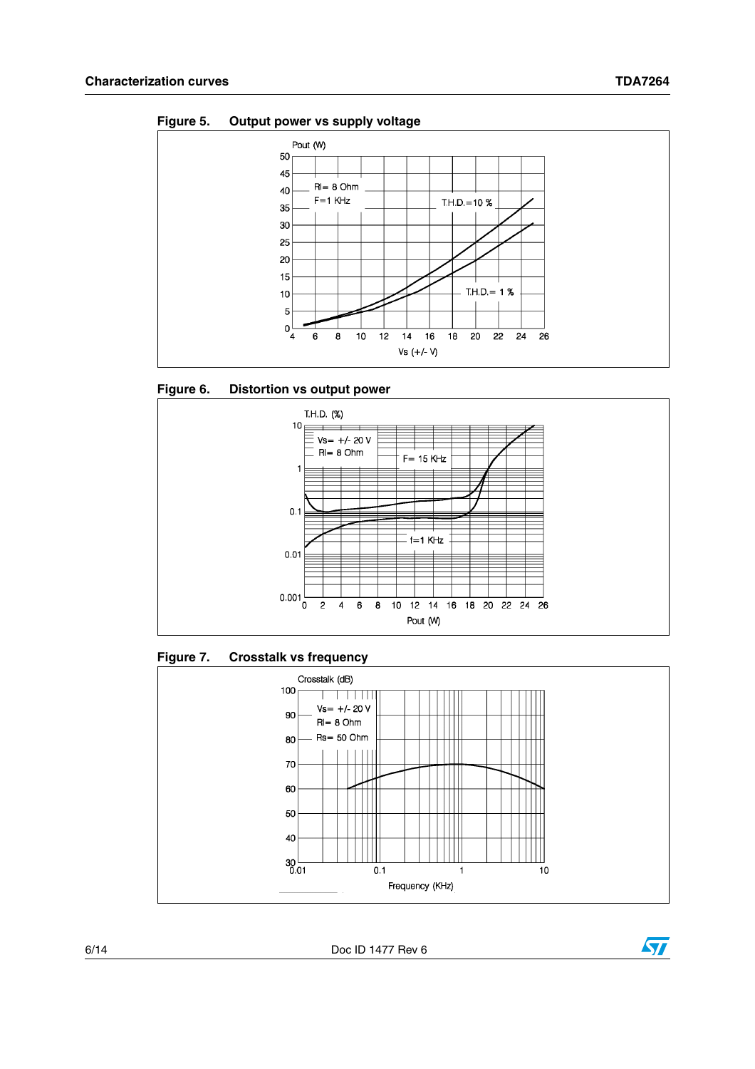## Characterization curves

**Figure 5. Output power vs supply voltage**

**Figure 6. Distortion vs output power**

**Figure 7. Crosstalk vs frequency**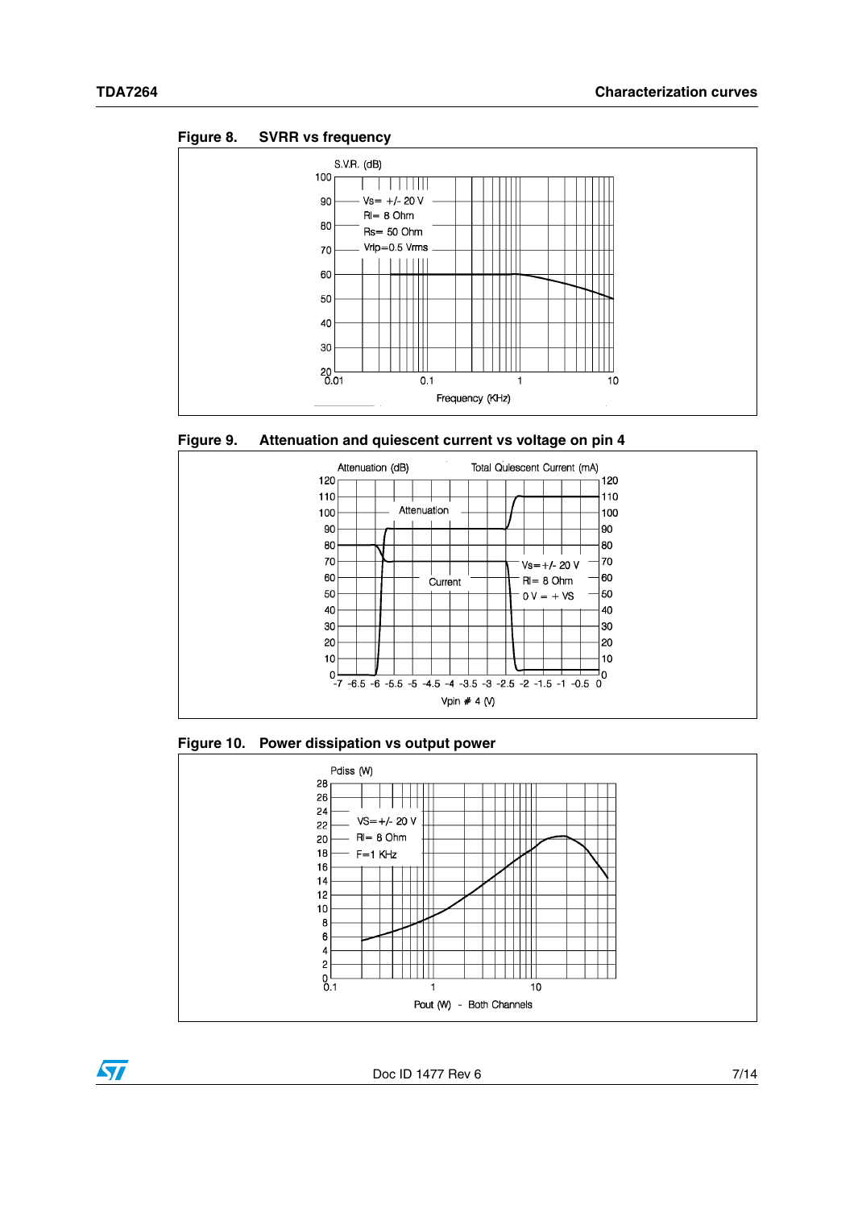**Figure 8. SVRR vs frequency**

S.V.R. (dB)

Vs= +/- 20 V
Rl= 8 Ohm
Rs= 50 Ohm
Vrip=0.5 Vrms

Frequency (KHz)

**Figure 9. Attenuation and quiescent current vs voltage on pin 4**

Attenuation (dB) — Total Quiescent Current (mA)

Attenuation
Current

Vs=+/- 20 V
Rl= 8 Ohm
0 V = + VS

Vpin # 4 (V)

**Figure 10. Power dissipation vs output power**

Pdiss (W)

VS=+/- 20 V
Rl= 8 Ohm
F=1 KHz

Pout (W) - Both Channels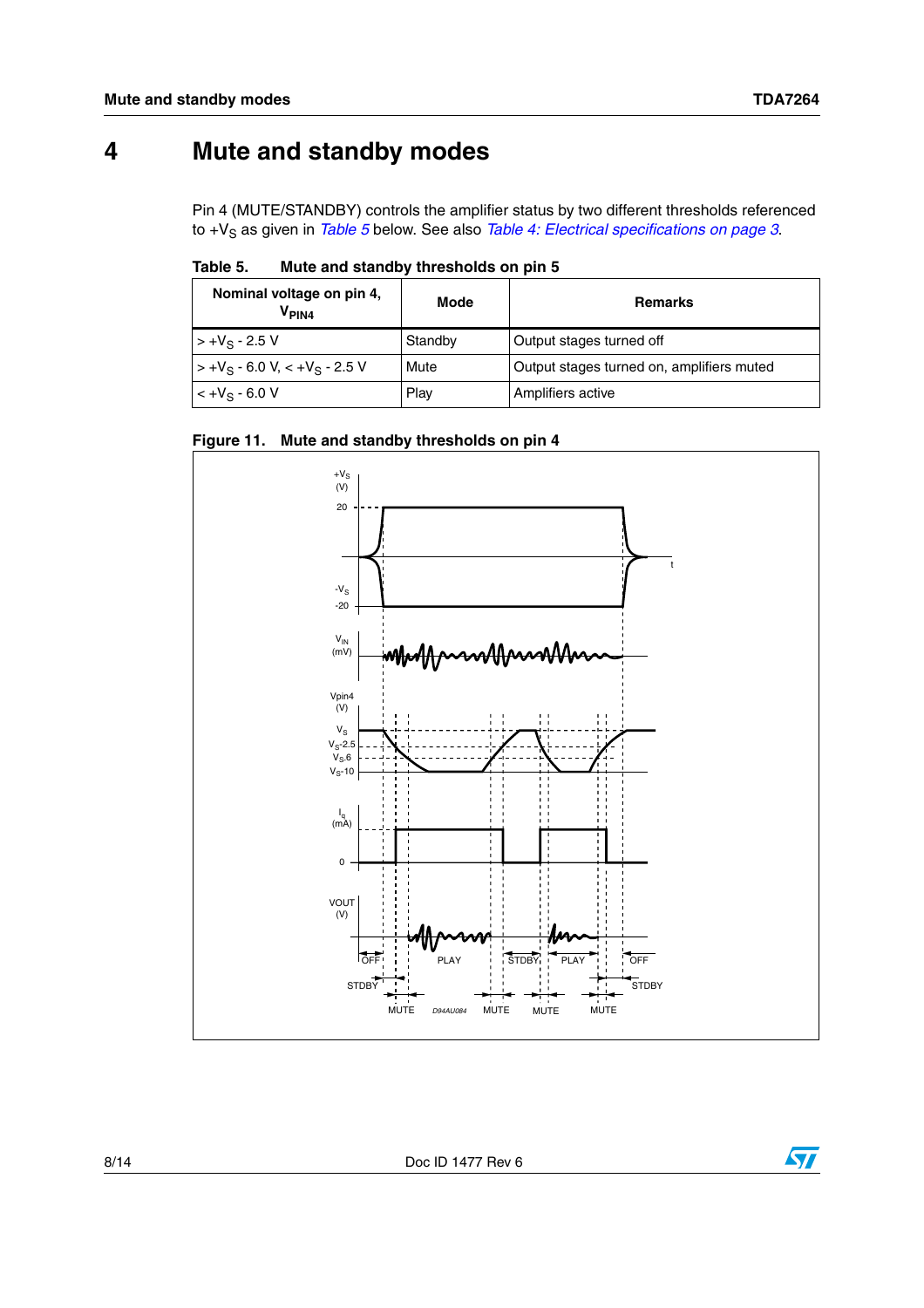# 4 Mute and standby modes

Pin 4 (MUTE/STANDBY) controls the amplifier status by two different thresholds referenced to $+V_S$ as given in *Table 5* below. See also *Table 4: Electrical specifications on page 3*.

**Table 5. Mute and standby thresholds on pin 5**

| Nominal voltage on pin 4, $V_{PIN4}$ | Mode | Remarks |
|---|---|---|
| $> +V_S - 2.5$ V | Standby | Output stages turned off |
| $> +V_S - 6.0$ V, $< +V_S - 2.5$ V | Mute | Output stages turned on, amplifiers muted |
| $< +V_S - 6.0$ V | Play | Amplifiers active |

**Figure 11. Mute and standby thresholds on pin 4**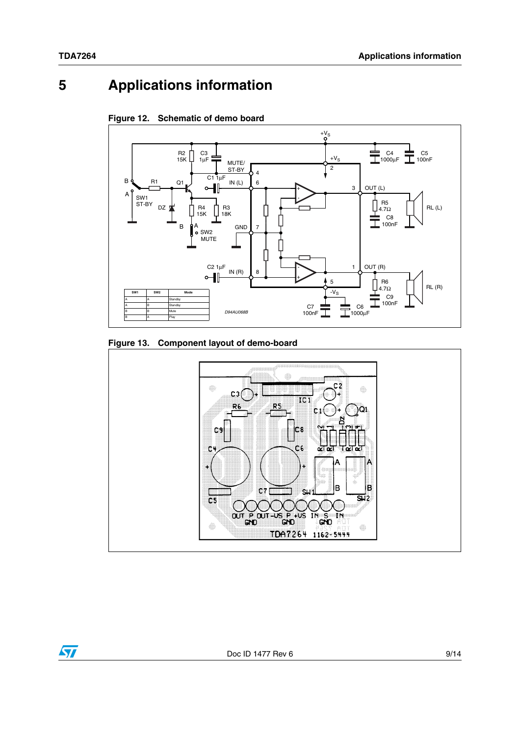# 5 Applications information

**Figure 12. Schematic of demo board**

| SW1 | SW2 | Mode |
|---|---|---|
| A | A | Standby |
| A | B | Standby |
| B | B | Mute |
| B | A | Play |

**Figure 13. Component layout of demo-board**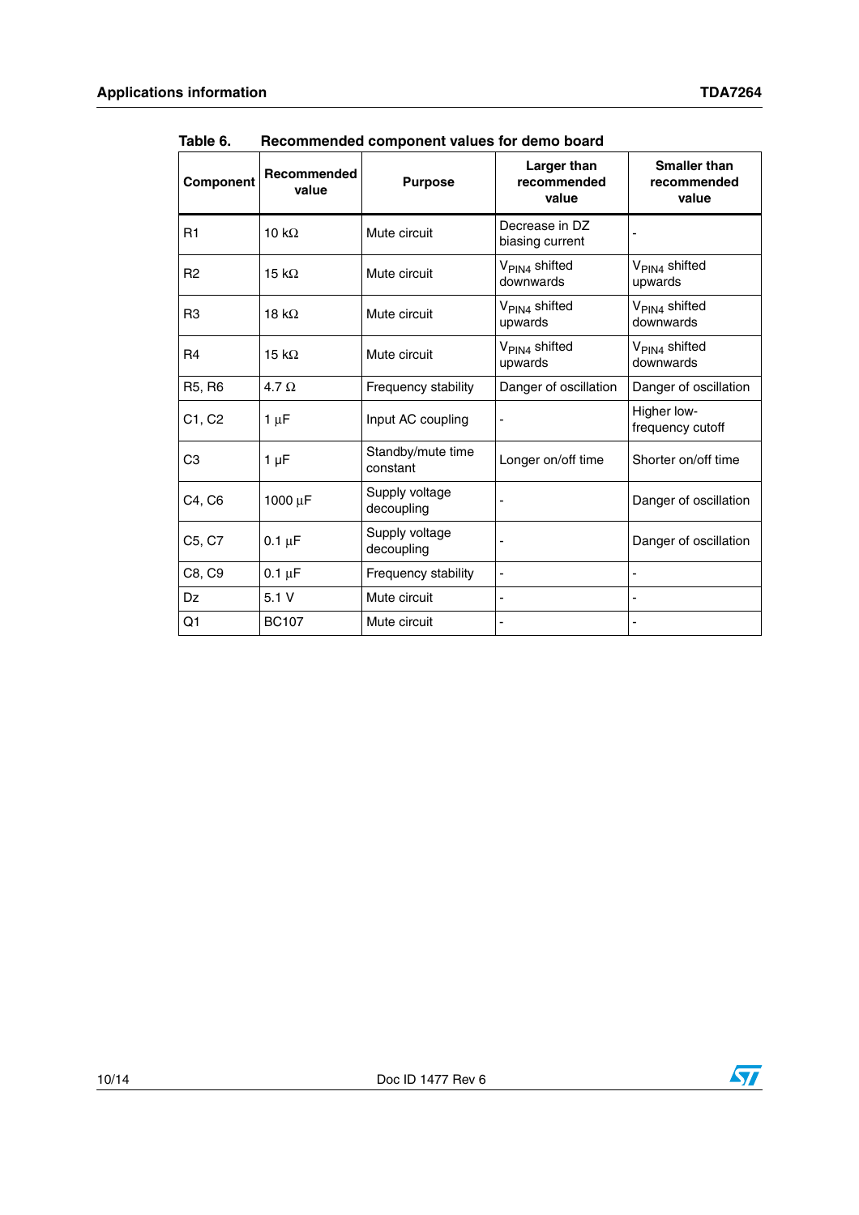Table 6. Recommended component values for demo board

| Component | Recommended value | Purpose | Larger than recommended value | Smaller than recommended value |
|---|---|---|---|---|
| R1 | 10 kΩ | Mute circuit | Decrease in DZ biasing current | - |
| R2 | 15 kΩ | Mute circuit | $V_{PIN4}$ shifted downwards | $V_{PIN4}$ shifted upwards |
| R3 | 18 kΩ | Mute circuit | $V_{PIN4}$ shifted upwards | $V_{PIN4}$ shifted downwards |
| R4 | 15 kΩ | Mute circuit | $V_{PIN4}$ shifted upwards | $V_{PIN4}$ shifted downwards |
| R5, R6 | 4.7 Ω | Frequency stability | Danger of oscillation | Danger of oscillation |
| C1, C2 | 1 µF | Input AC coupling | - | Higher low-frequency cutoff |
| C3 | 1 µF | Standby/mute time constant | Longer on/off time | Shorter on/off time |
| C4, C6 | 1000 µF | Supply voltage decoupling | - | Danger of oscillation |
| C5, C7 | 0.1 µF | Supply voltage decoupling | - | Danger of oscillation |
| C8, C9 | 0.1 µF | Frequency stability | - | - |
| Dz | 5.1 V | Mute circuit | - | - |
| Q1 | BC107 | Mute circuit | - | - |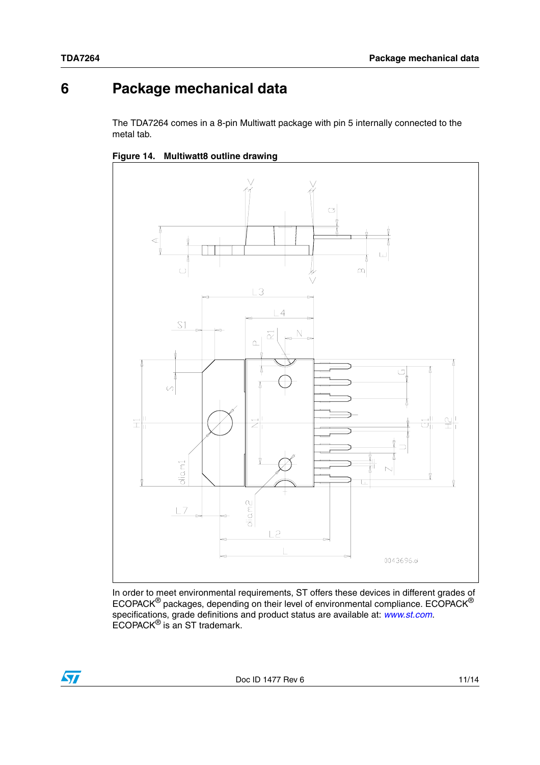# 6 Package mechanical data

The TDA7264 comes in a 8-pin Multiwatt package with pin 5 internally connected to the metal tab.

**Figure 14. Multiwatt8 outline drawing**

In order to meet environmental requirements, ST offers these devices in different grades of ECOPACK® packages, depending on their level of environmental compliance. ECOPACK® specifications, grade definitions and product status are available at: *www.st.com*. ECOPACK® is an ST trademark.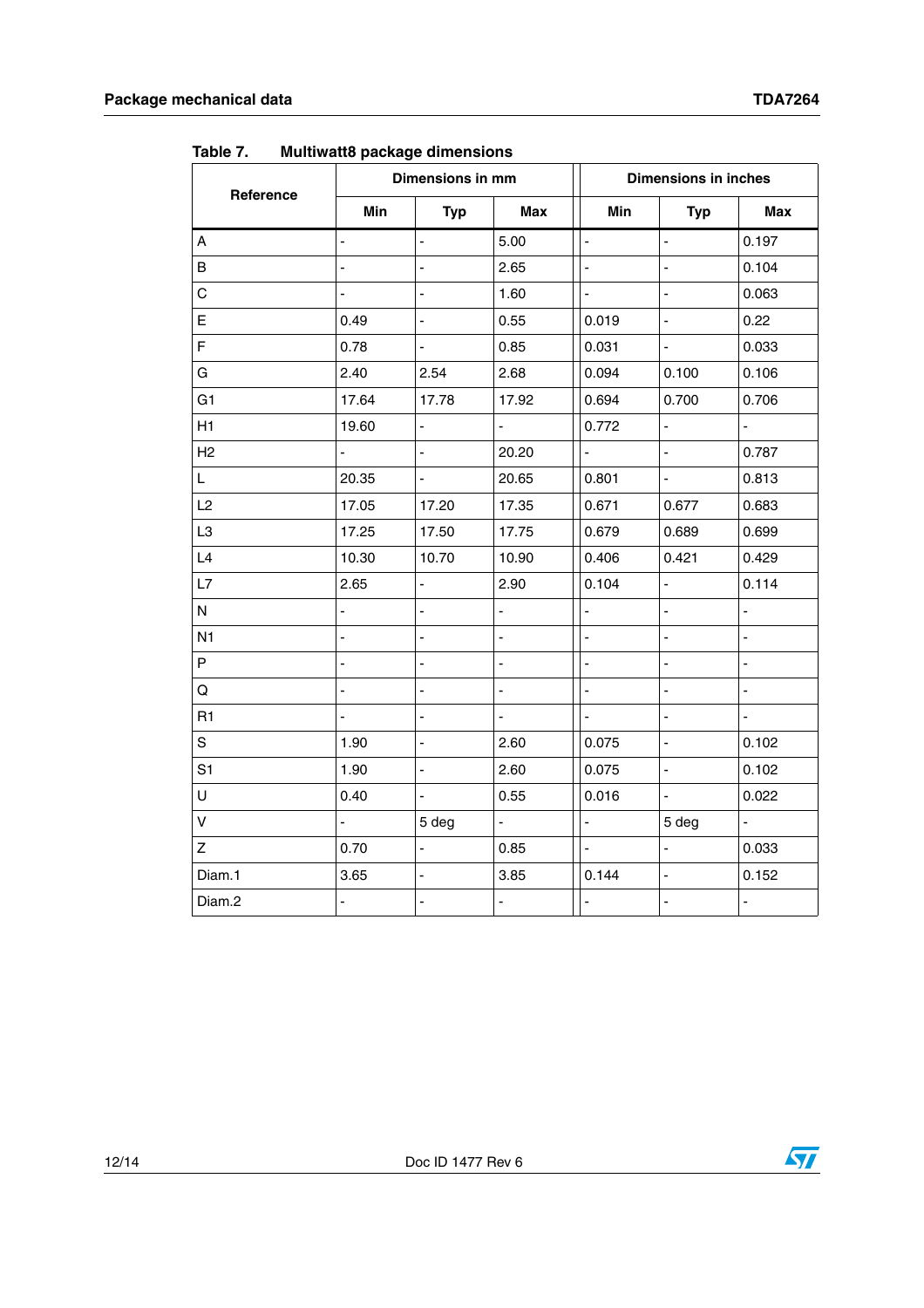Table 7. Multiwatt8 package dimensions

| Reference | Dimensions in mm | | | Dimensions in inches | | |
|---|---|---|---|---|---|---|
| | Min | Typ | Max | Min | Typ | Max |
| A | - | - | 5.00 | - | - | 0.197 |
| B | - | - | 2.65 | - | - | 0.104 |
| C | - | - | 1.60 | - | - | 0.063 |
| E | 0.49 | - | 0.55 | 0.019 | - | 0.22 |
| F | 0.78 | - | 0.85 | 0.031 | - | 0.033 |
| G | 2.40 | 2.54 | 2.68 | 0.094 | 0.100 | 0.106 |
| G1 | 17.64 | 17.78 | 17.92 | 0.694 | 0.700 | 0.706 |
| H1 | 19.60 | - | - | 0.772 | - | - |
| H2 | - | - | 20.20 | - | - | 0.787 |
| L | 20.35 | - | 20.65 | 0.801 | - | 0.813 |
| L2 | 17.05 | 17.20 | 17.35 | 0.671 | 0.677 | 0.683 |
| L3 | 17.25 | 17.50 | 17.75 | 0.679 | 0.689 | 0.699 |
| L4 | 10.30 | 10.70 | 10.90 | 0.406 | 0.421 | 0.429 |
| L7 | 2.65 | - | 2.90 | 0.104 | - | 0.114 |
| N | - | - | - | - | - | - |
| N1 | - | - | - | - | - | - |
| P | - | - | - | - | - | - |
| Q | - | - | - | - | - | - |
| R1 | - | - | - | - | - | - |
| S | 1.90 | - | 2.60 | 0.075 | - | 0.102 |
| S1 | 1.90 | - | 2.60 | 0.075 | - | 0.102 |
| U | 0.40 | - | 0.55 | 0.016 | - | 0.022 |
| V | - | 5 deg | - | - | 5 deg | - |
| Z | 0.70 | - | 0.85 | - | - | 0.033 |
| Diam.1 | 3.65 | - | 3.85 | 0.144 | - | 0.152 |
| Diam.2 | - | - | - | - | - | - |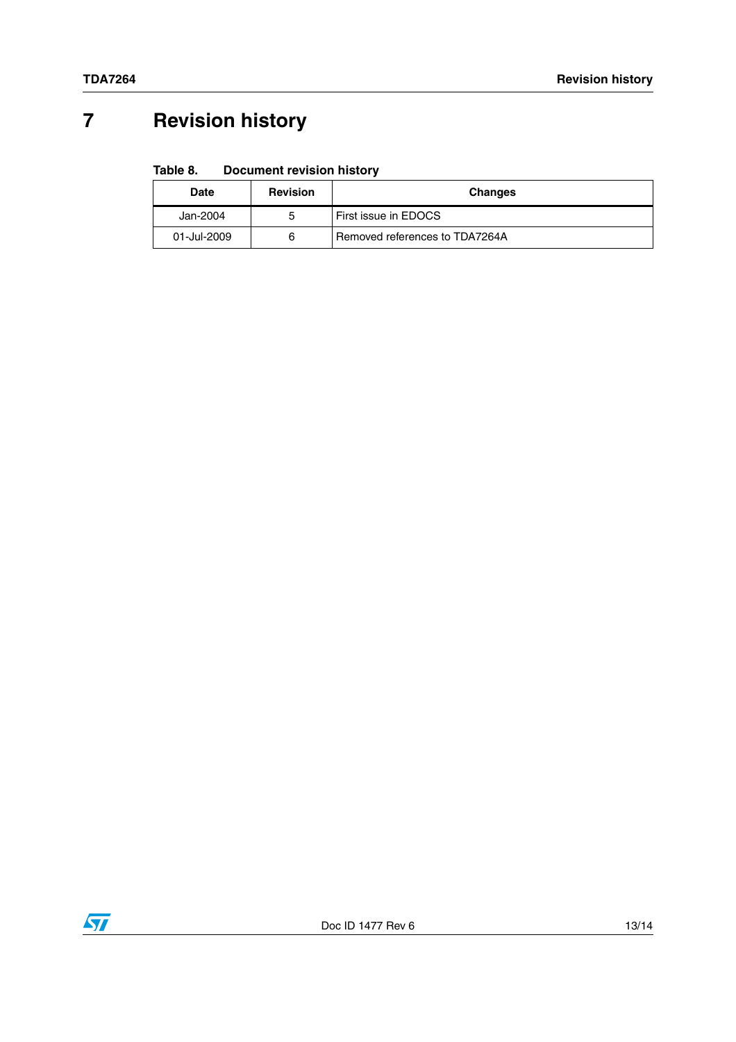# 7 Revision history

**Table 8. Document revision history**

| Date | Revision | Changes |
|---|---|---|
| Jan-2004 | 5 | First issue in EDOCS |
| 01-Jul-2009 | 6 | Removed references to TDA7264A |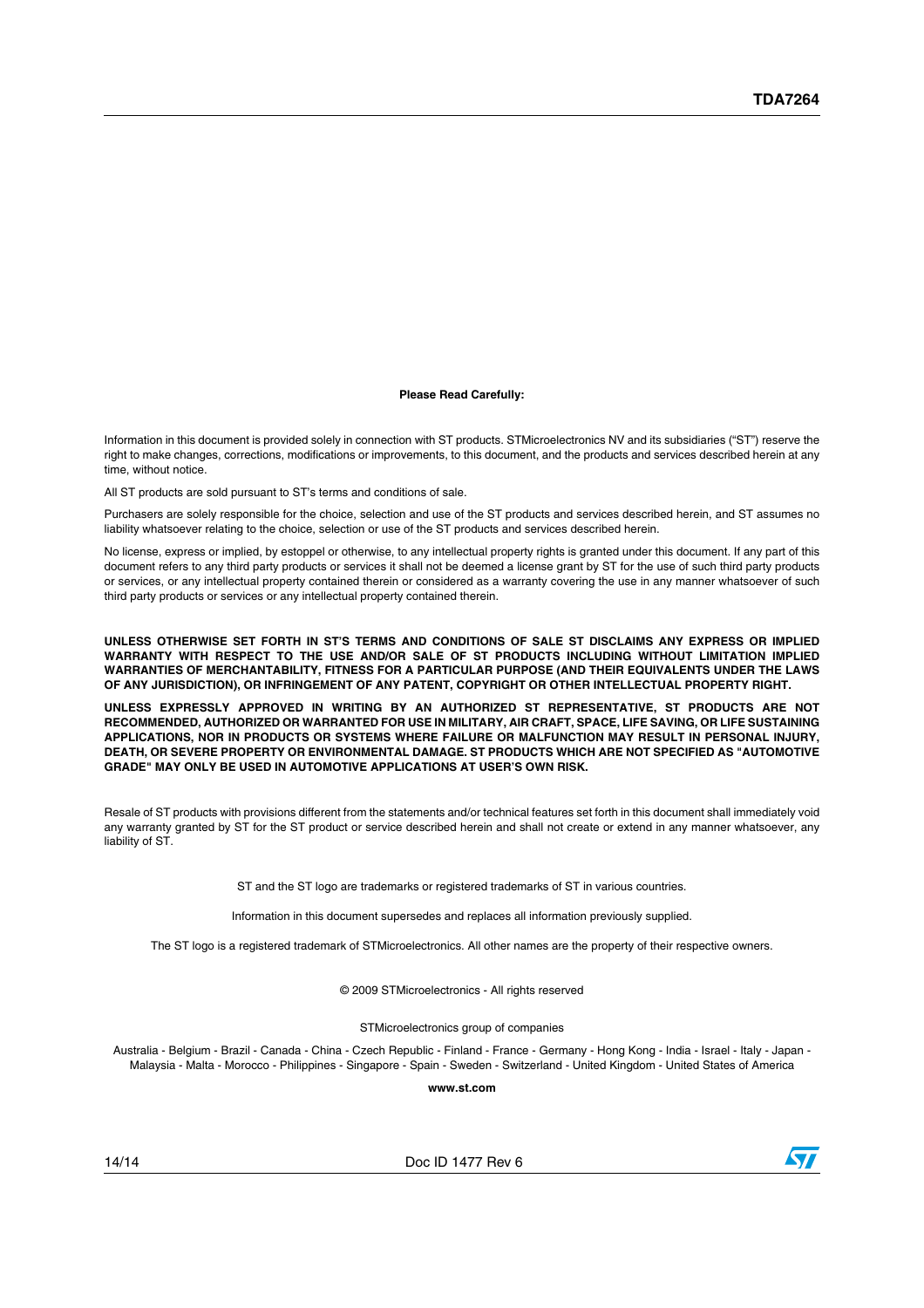**Please Read Carefully:**

Information in this document is provided solely in connection with ST products. STMicroelectronics NV and its subsidiaries ("ST") reserve the right to make changes, corrections, modifications or improvements, to this document, and the products and services described herein at any time, without notice.

All ST products are sold pursuant to ST's terms and conditions of sale.

Purchasers are solely responsible for the choice, selection and use of the ST products and services described herein, and ST assumes no liability whatsoever relating to the choice, selection or use of the ST products and services described herein.

No license, express or implied, by estoppel or otherwise, to any intellectual property rights is granted under this document. If any part of this document refers to any third party products or services it shall not be deemed a license grant by ST for the use of such third party products or services, or any intellectual property contained therein or considered as a warranty covering the use in any manner whatsoever of such third party products or services or any intellectual property contained therein.

**UNLESS OTHERWISE SET FORTH IN ST'S TERMS AND CONDITIONS OF SALE ST DISCLAIMS ANY EXPRESS OR IMPLIED WARRANTY WITH RESPECT TO THE USE AND/OR SALE OF ST PRODUCTS INCLUDING WITHOUT LIMITATION IMPLIED WARRANTIES OF MERCHANTABILITY, FITNESS FOR A PARTICULAR PURPOSE (AND THEIR EQUIVALENTS UNDER THE LAWS OF ANY JURISDICTION), OR INFRINGEMENT OF ANY PATENT, COPYRIGHT OR OTHER INTELLECTUAL PROPERTY RIGHT.**

**UNLESS EXPRESSLY APPROVED IN WRITING BY AN AUTHORIZED ST REPRESENTATIVE, ST PRODUCTS ARE NOT RECOMMENDED, AUTHORIZED OR WARRANTED FOR USE IN MILITARY, AIR CRAFT, SPACE, LIFE SAVING, OR LIFE SUSTAINING APPLICATIONS, NOR IN PRODUCTS OR SYSTEMS WHERE FAILURE OR MALFUNCTION MAY RESULT IN PERSONAL INJURY, DEATH, OR SEVERE PROPERTY OR ENVIRONMENTAL DAMAGE. ST PRODUCTS WHICH ARE NOT SPECIFIED AS "AUTOMOTIVE GRADE" MAY ONLY BE USED IN AUTOMOTIVE APPLICATIONS AT USER'S OWN RISK.**

Resale of ST products with provisions different from the statements and/or technical features set forth in this document shall immediately void any warranty granted by ST for the ST product or service described herein and shall not create or extend in any manner whatsoever, any liability of ST.

ST and the ST logo are trademarks or registered trademarks of ST in various countries.

Information in this document supersedes and replaces all information previously supplied.

The ST logo is a registered trademark of STMicroelectronics. All other names are the property of their respective owners.

© 2009 STMicroelectronics - All rights reserved

STMicroelectronics group of companies

Australia - Belgium - Brazil - Canada - China - Czech Republic - Finland - France - Germany - Hong Kong - India - Israel - Italy - Japan - Malaysia - Malta - Morocco - Philippines - Singapore - Spain - Sweden - Switzerland - United Kingdom - United States of America

**www.st.com**